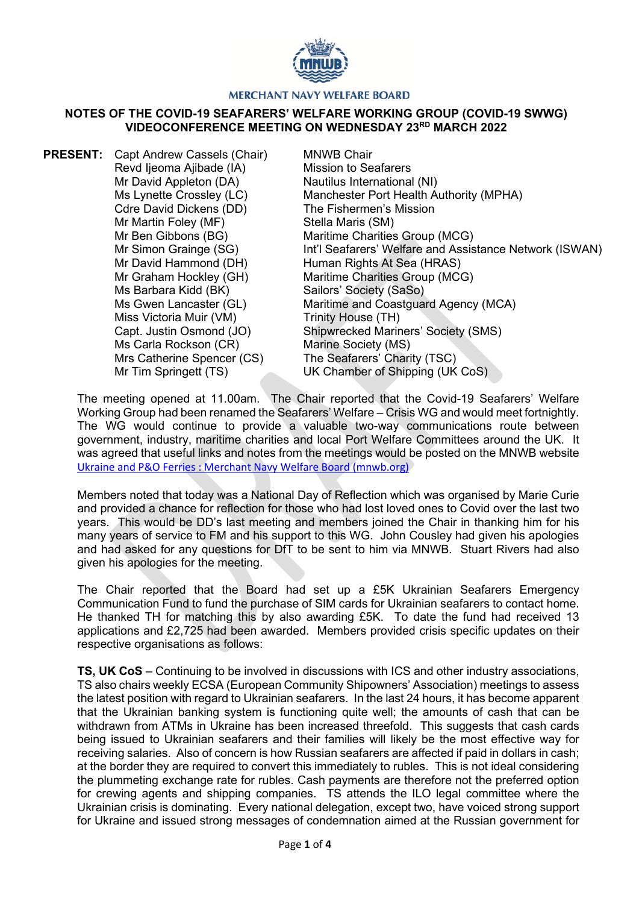MERCHANT NAVY WELFARE BOARD

**NOTES OF THE COVID-19 SEAFARERS' WELFARE WORKING GROUP (COVID-19 SWWG) VIDEOCONFERENCE MEETING ON WEDNESDAY 23RD MARCH 2022**

| **PRESENT:** | | |
|---|---|---|
| | Capt Andrew Cassels (Chair) | MNWB Chair |
| | Revd Ijeoma Ajibade (IA) | Mission to Seafarers |
| | Mr David Appleton (DA) | Nautilus International (NI) |
| | Ms Lynette Crossley (LC) | Manchester Port Health Authority (MPHA) |
| | Cdre David Dickens (DD) | The Fishermen's Mission |
| | Mr Martin Foley (MF) | Stella Maris (SM) |
| | Mr Ben Gibbons (BG) | Maritime Charities Group (MCG) |
| | Mr Simon Grainge (SG) | Int'l Seafarers' Welfare and Assistance Network (ISWAN) |
| | Mr David Hammond (DH) | Human Rights At Sea (HRAS) |
| | Mr Graham Hockley (GH) | Maritime Charities Group (MCG) |
| | Ms Barbara Kidd (BK) | Sailors' Society (SaSo) |
| | Ms Gwen Lancaster (GL) | Maritime and Coastguard Agency (MCA) |
| | Miss Victoria Muir (VM) | Trinity House (TH) |
| | Capt. Justin Osmond (JO) | Shipwrecked Mariners' Society (SMS) |
| | Ms Carla Rockson (CR) | Marine Society (MS) |
| | Mrs Catherine Spencer (CS) | The Seafarers' Charity (TSC) |
| | Mr Tim Springett (TS) | UK Chamber of Shipping (UK CoS) |

The meeting opened at 11.00am. The Chair reported that the Covid-19 Seafarers' Welfare Working Group had been renamed the Seafarers' Welfare – Crisis WG and would meet fortnightly. The WG would continue to provide a valuable two-way communications route between government, industry, maritime charities and local Port Welfare Committees around the UK. It was agreed that useful links and notes from the meetings would be posted on the MNWB website [Ukraine and P&O Ferries : Merchant Navy Welfare Board (mnwb.org)]

Members noted that today was a National Day of Reflection which was organised by Marie Curie and provided a chance for reflection for those who had lost loved ones to Covid over the last two years. This would be DD's last meeting and members joined the Chair in thanking him for his many years of service to FM and his support to this WG. John Cousley had given his apologies and had asked for any questions for DfT to be sent to him via MNWB. Stuart Rivers had also given his apologies for the meeting.

The Chair reported that the Board had set up a £5K Ukrainian Seafarers Emergency Communication Fund to fund the purchase of SIM cards for Ukrainian seafarers to contact home. He thanked TH for matching this by also awarding £5K. To date the fund had received 13 applications and £2,725 had been awarded. Members provided crisis specific updates on their respective organisations as follows:

**TS, UK CoS** – Continuing to be involved in discussions with ICS and other industry associations, TS also chairs weekly ECSA (European Community Shipowners' Association) meetings to assess the latest position with regard to Ukrainian seafarers. In the last 24 hours, it has become apparent that the Ukrainian banking system is functioning quite well; the amounts of cash that can be withdrawn from ATMs in Ukraine has been increased threefold. This suggests that cash cards being issued to Ukrainian seafarers and their families will likely be the most effective way for receiving salaries. Also of concern is how Russian seafarers are affected if paid in dollars in cash; at the border they are required to convert this immediately to rubles. This is not ideal considering the plummeting exchange rate for rubles. Cash payments are therefore not the preferred option for crewing agents and shipping companies. TS attends the ILO legal committee where the Ukrainian crisis is dominating. Every national delegation, except two, have voiced strong support for Ukraine and issued strong messages of condemnation aimed at the Russian government for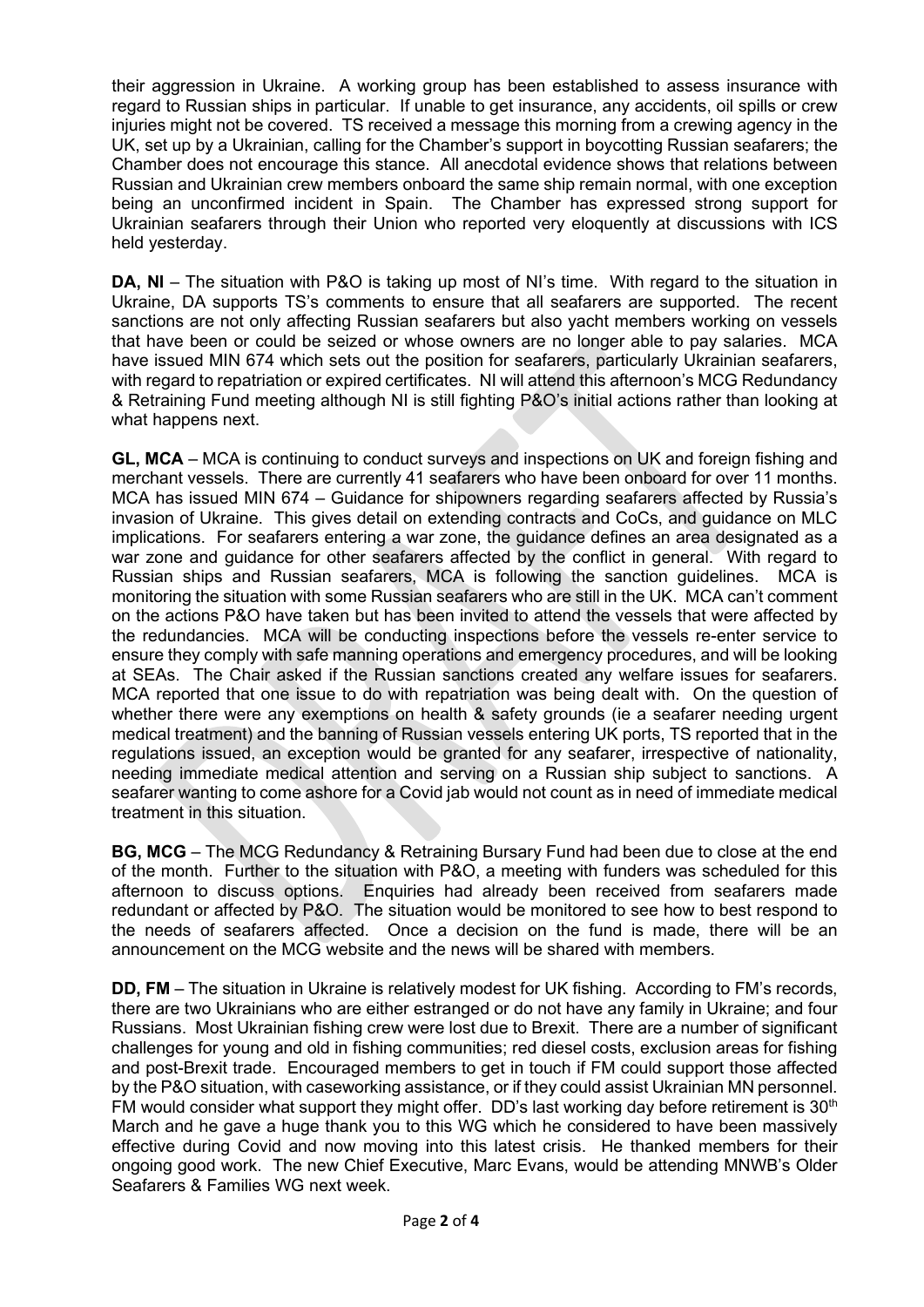their aggression in Ukraine. A working group has been established to assess insurance with regard to Russian ships in particular. If unable to get insurance, any accidents, oil spills or crew injuries might not be covered. TS received a message this morning from a crewing agency in the UK, set up by a Ukrainian, calling for the Chamber's support in boycotting Russian seafarers; the Chamber does not encourage this stance. All anecdotal evidence shows that relations between Russian and Ukrainian crew members onboard the same ship remain normal, with one exception being an unconfirmed incident in Spain. The Chamber has expressed strong support for Ukrainian seafarers through their Union who reported very eloquently at discussions with ICS held yesterday.

**DA, NI** – The situation with P&O is taking up most of NI's time. With regard to the situation in Ukraine, DA supports TS's comments to ensure that all seafarers are supported. The recent sanctions are not only affecting Russian seafarers but also yacht members working on vessels that have been or could be seized or whose owners are no longer able to pay salaries. MCA have issued MIN 674 which sets out the position for seafarers, particularly Ukrainian seafarers, with regard to repatriation or expired certificates. NI will attend this afternoon's MCG Redundancy & Retraining Fund meeting although NI is still fighting P&O's initial actions rather than looking at what happens next.

**GL, MCA** – MCA is continuing to conduct surveys and inspections on UK and foreign fishing and merchant vessels. There are currently 41 seafarers who have been onboard for over 11 months. MCA has issued MIN 674 – Guidance for shipowners regarding seafarers affected by Russia's invasion of Ukraine. This gives detail on extending contracts and CoCs, and guidance on MLC implications. For seafarers entering a war zone, the guidance defines an area designated as a war zone and guidance for other seafarers affected by the conflict in general. With regard to Russian ships and Russian seafarers, MCA is following the sanction guidelines. MCA is monitoring the situation with some Russian seafarers who are still in the UK. MCA can't comment on the actions P&O have taken but has been invited to attend the vessels that were affected by the redundancies. MCA will be conducting inspections before the vessels re-enter service to ensure they comply with safe manning operations and emergency procedures, and will be looking at SEAs. The Chair asked if the Russian sanctions created any welfare issues for seafarers. MCA reported that one issue to do with repatriation was being dealt with. On the question of whether there were any exemptions on health & safety grounds (ie a seafarer needing urgent medical treatment) and the banning of Russian vessels entering UK ports, TS reported that in the regulations issued, an exception would be granted for any seafarer, irrespective of nationality, needing immediate medical attention and serving on a Russian ship subject to sanctions. A seafarer wanting to come ashore for a Covid jab would not count as in need of immediate medical treatment in this situation.

**BG, MCG** – The MCG Redundancy & Retraining Bursary Fund had been due to close at the end of the month. Further to the situation with P&O, a meeting with funders was scheduled for this afternoon to discuss options. Enquiries had already been received from seafarers made redundant or affected by P&O. The situation would be monitored to see how to best respond to the needs of seafarers affected. Once a decision on the fund is made, there will be an announcement on the MCG website and the news will be shared with members.

**DD, FM** – The situation in Ukraine is relatively modest for UK fishing. According to FM's records, there are two Ukrainians who are either estranged or do not have any family in Ukraine; and four Russians. Most Ukrainian fishing crew were lost due to Brexit. There are a number of significant challenges for young and old in fishing communities; red diesel costs, exclusion areas for fishing and post-Brexit trade. Encouraged members to get in touch if FM could support those affected by the P&O situation, with caseworking assistance, or if they could assist Ukrainian MN personnel. FM would consider what support they might offer. DD's last working day before retirement is 30th March and he gave a huge thank you to this WG which he considered to have been massively effective during Covid and now moving into this latest crisis. He thanked members for their ongoing good work. The new Chief Executive, Marc Evans, would be attending MNWB's Older Seafarers & Families WG next week.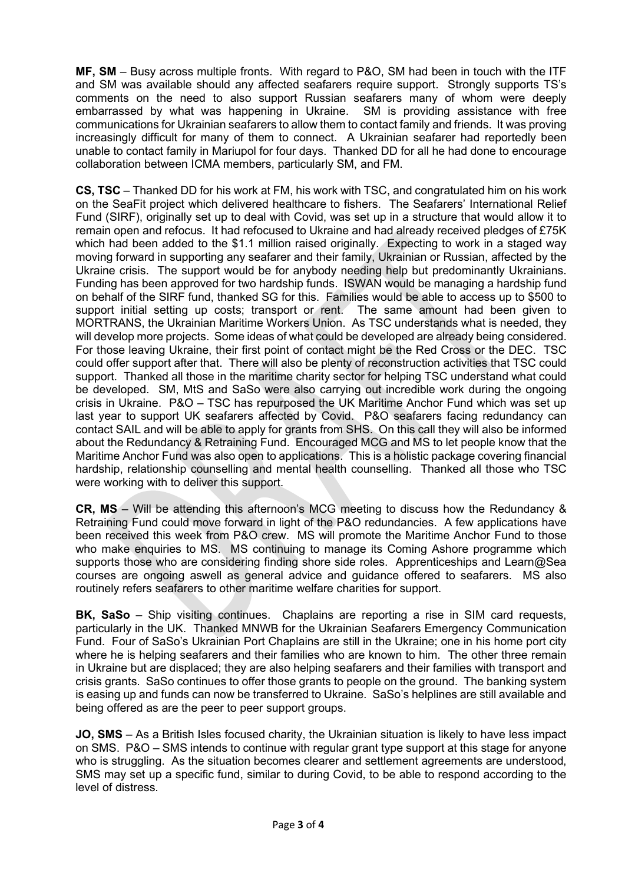**MF, SM** – Busy across multiple fronts. With regard to P&O, SM had been in touch with the ITF and SM was available should any affected seafarers require support. Strongly supports TS's comments on the need to also support Russian seafarers many of whom were deeply embarrassed by what was happening in Ukraine. SM is providing assistance with free communications for Ukrainian seafarers to allow them to contact family and friends. It was proving increasingly difficult for many of them to connect. A Ukrainian seafarer had reportedly been unable to contact family in Mariupol for four days. Thanked DD for all he had done to encourage collaboration between ICMA members, particularly SM, and FM.

**CS, TSC** – Thanked DD for his work at FM, his work with TSC, and congratulated him on his work on the SeaFit project which delivered healthcare to fishers. The Seafarers' International Relief Fund (SIRF), originally set up to deal with Covid, was set up in a structure that would allow it to remain open and refocus. It had refocused to Ukraine and had already received pledges of £75K which had been added to the $1.1 million raised originally. Expecting to work in a staged way moving forward in supporting any seafarer and their family, Ukrainian or Russian, affected by the Ukraine crisis. The support would be for anybody needing help but predominantly Ukrainians. Funding has been approved for two hardship funds. ISWAN would be managing a hardship fund on behalf of the SIRF fund, thanked SG for this. Families would be able to access up to $500 to support initial setting up costs; transport or rent. The same amount had been given to MORTRANS, the Ukrainian Maritime Workers Union. As TSC understands what is needed, they will develop more projects. Some ideas of what could be developed are already being considered. For those leaving Ukraine, their first point of contact might be the Red Cross or the DEC. TSC could offer support after that. There will also be plenty of reconstruction activities that TSC could support. Thanked all those in the maritime charity sector for helping TSC understand what could be developed. SM, MtS and SaSo were also carrying out incredible work during the ongoing crisis in Ukraine. P&O – TSC has repurposed the UK Maritime Anchor Fund which was set up last year to support UK seafarers affected by Covid. P&O seafarers facing redundancy can contact SAIL and will be able to apply for grants from SHS. On this call they will also be informed about the Redundancy & Retraining Fund. Encouraged MCG and MS to let people know that the Maritime Anchor Fund was also open to applications. This is a holistic package covering financial hardship, relationship counselling and mental health counselling. Thanked all those who TSC were working with to deliver this support.

**CR, MS** – Will be attending this afternoon's MCG meeting to discuss how the Redundancy & Retraining Fund could move forward in light of the P&O redundancies. A few applications have been received this week from P&O crew. MS will promote the Maritime Anchor Fund to those who make enquiries to MS. MS continuing to manage its Coming Ashore programme which supports those who are considering finding shore side roles. Apprenticeships and Learn@Sea courses are ongoing aswell as general advice and guidance offered to seafarers. MS also routinely refers seafarers to other maritime welfare charities for support.

**BK, SaSo** – Ship visiting continues. Chaplains are reporting a rise in SIM card requests, particularly in the UK. Thanked MNWB for the Ukrainian Seafarers Emergency Communication Fund. Four of SaSo's Ukrainian Port Chaplains are still in the Ukraine; one in his home port city where he is helping seafarers and their families who are known to him. The other three remain in Ukraine but are displaced; they are also helping seafarers and their families with transport and crisis grants. SaSo continues to offer those grants to people on the ground. The banking system is easing up and funds can now be transferred to Ukraine. SaSo's helplines are still available and being offered as are the peer to peer support groups.

**JO, SMS** – As a British Isles focused charity, the Ukrainian situation is likely to have less impact on SMS. P&O – SMS intends to continue with regular grant type support at this stage for anyone who is struggling. As the situation becomes clearer and settlement agreements are understood, SMS may set up a specific fund, similar to during Covid, to be able to respond according to the level of distress.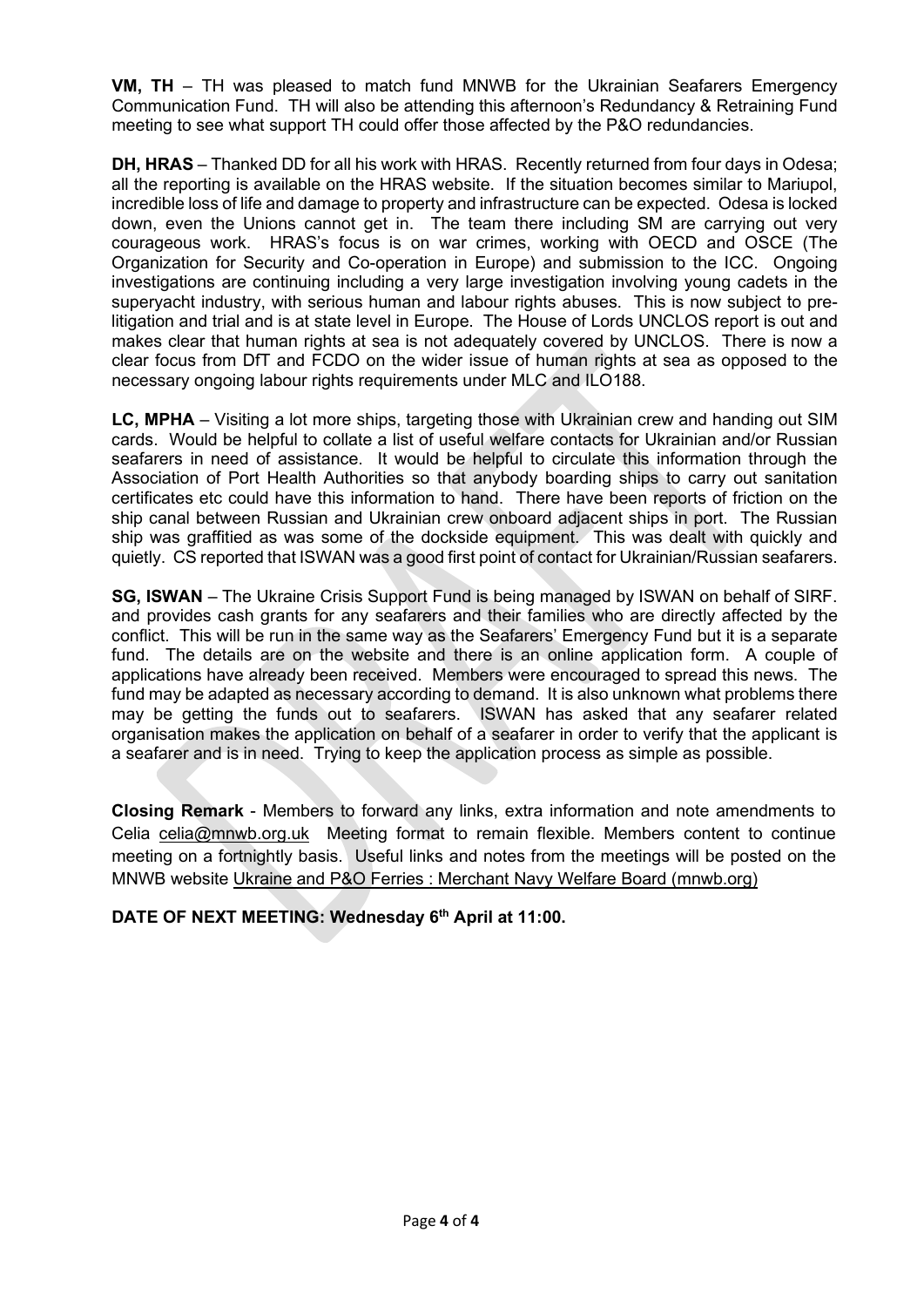**VM, TH** – TH was pleased to match fund MNWB for the Ukrainian Seafarers Emergency Communication Fund. TH will also be attending this afternoon's Redundancy & Retraining Fund meeting to see what support TH could offer those affected by the P&O redundancies.

**DH, HRAS** – Thanked DD for all his work with HRAS. Recently returned from four days in Odesa; all the reporting is available on the HRAS website. If the situation becomes similar to Mariupol, incredible loss of life and damage to property and infrastructure can be expected. Odesa is locked down, even the Unions cannot get in. The team there including SM are carrying out very courageous work. HRAS's focus is on war crimes, working with OECD and OSCE (The Organization for Security and Co-operation in Europe) and submission to the ICC. Ongoing investigations are continuing including a very large investigation involving young cadets in the superyacht industry, with serious human and labour rights abuses. This is now subject to pre-litigation and trial and is at state level in Europe. The House of Lords UNCLOS report is out and makes clear that human rights at sea is not adequately covered by UNCLOS. There is now a clear focus from DfT and FCDO on the wider issue of human rights at sea as opposed to the necessary ongoing labour rights requirements under MLC and ILO188.

**LC, MPHA** – Visiting a lot more ships, targeting those with Ukrainian crew and handing out SIM cards. Would be helpful to collate a list of useful welfare contacts for Ukrainian and/or Russian seafarers in need of assistance. It would be helpful to circulate this information through the Association of Port Health Authorities so that anybody boarding ships to carry out sanitation certificates etc could have this information to hand. There have been reports of friction on the ship canal between Russian and Ukrainian crew onboard adjacent ships in port. The Russian ship was graffitied as was some of the dockside equipment. This was dealt with quickly and quietly. CS reported that ISWAN was a good first point of contact for Ukrainian/Russian seafarers.

**SG, ISWAN** – The Ukraine Crisis Support Fund is being managed by ISWAN on behalf of SIRF. and provides cash grants for any seafarers and their families who are directly affected by the conflict. This will be run in the same way as the Seafarers' Emergency Fund but it is a separate fund. The details are on the website and there is an online application form. A couple of applications have already been received. Members were encouraged to spread this news. The fund may be adapted as necessary according to demand. It is also unknown what problems there may be getting the funds out to seafarers. ISWAN has asked that any seafarer related organisation makes the application on behalf of a seafarer in order to verify that the applicant is a seafarer and is in need. Trying to keep the application process as simple as possible.

**Closing Remark** - Members to forward any links, extra information and note amendments to Celia celia@mnwb.org.uk Meeting format to remain flexible. Members content to continue meeting on a fortnightly basis. Useful links and notes from the meetings will be posted on the MNWB website Ukraine and P&O Ferries : Merchant Navy Welfare Board (mnwb.org)

**DATE OF NEXT MEETING: Wednesday 6th April at 11:00.**